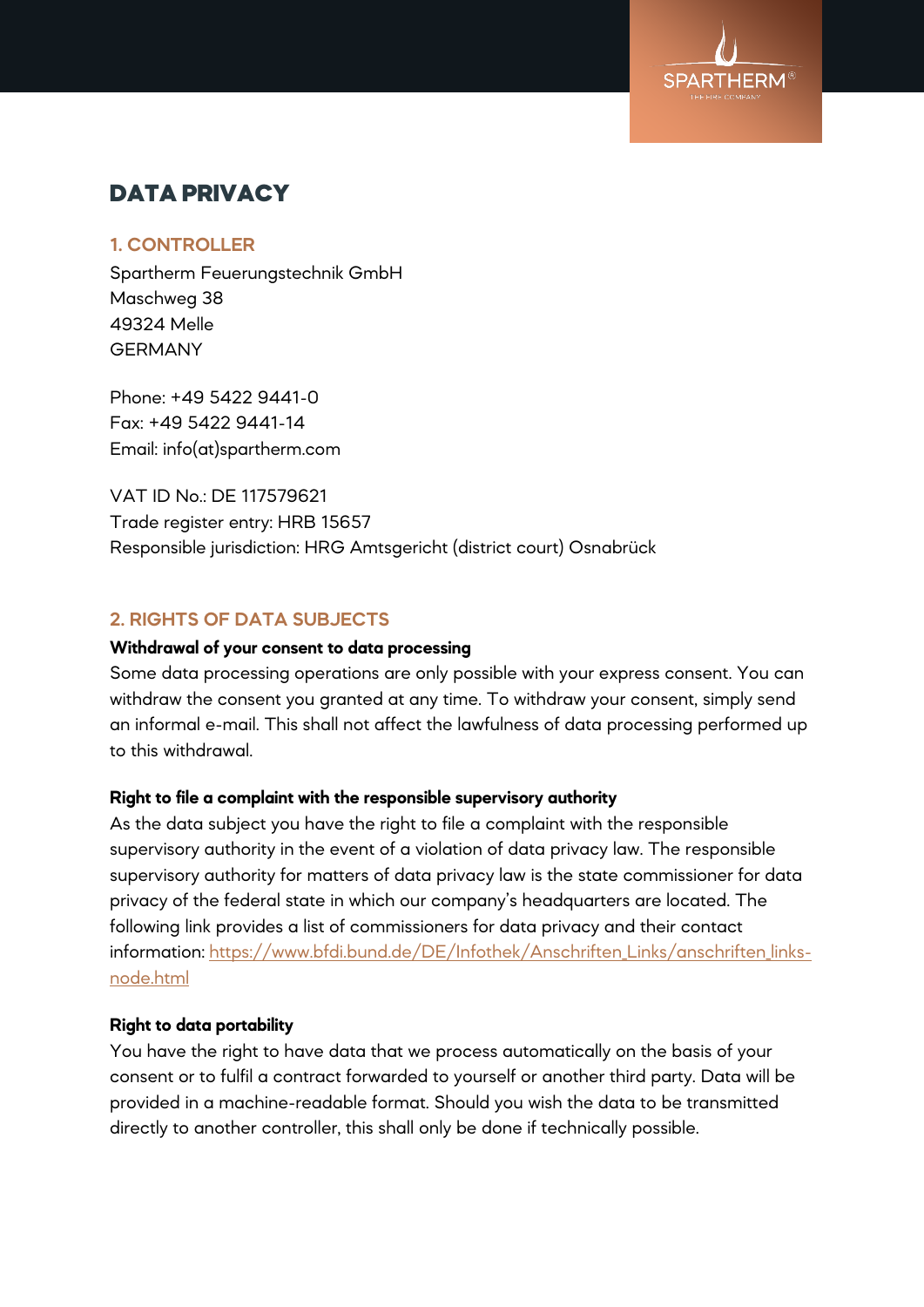# DATA PRIVACY

## 1. CONTROLLER

Spartherm Feuerungstechnik GmbH
Maschweg 38
49324 Melle
GERMANY

Phone: +49 5422 9441-0
Fax: +49 5422 9441-14
Email: info(at)spartherm.com

VAT ID No.: DE 117579621
Trade register entry: HRB 15657
Responsible jurisdiction: HRG Amtsgericht (district court) Osnabrück

## 2. RIGHTS OF DATA SUBJECTS

**Withdrawal of your consent to data processing**

Some data processing operations are only possible with your express consent. You can withdraw the consent you granted at any time. To withdraw your consent, simply send an informal e-mail. This shall not affect the lawfulness of data processing performed up to this withdrawal.

**Right to file a complaint with the responsible supervisory authority**

As the data subject you have the right to file a complaint with the responsible supervisory authority in the event of a violation of data privacy law. The responsible supervisory authority for matters of data privacy law is the state commissioner for data privacy of the federal state in which our company's headquarters are located. The following link provides a list of commissioners for data privacy and their contact information: https://www.bfdi.bund.de/DE/Infothek/Anschriften_Links/anschriften_links-node.html

**Right to data portability**

You have the right to have data that we process automatically on the basis of your consent or to fulfil a contract forwarded to yourself or another third party. Data will be provided in a machine-readable format. Should you wish the data to be transmitted directly to another controller, this shall only be done if technically possible.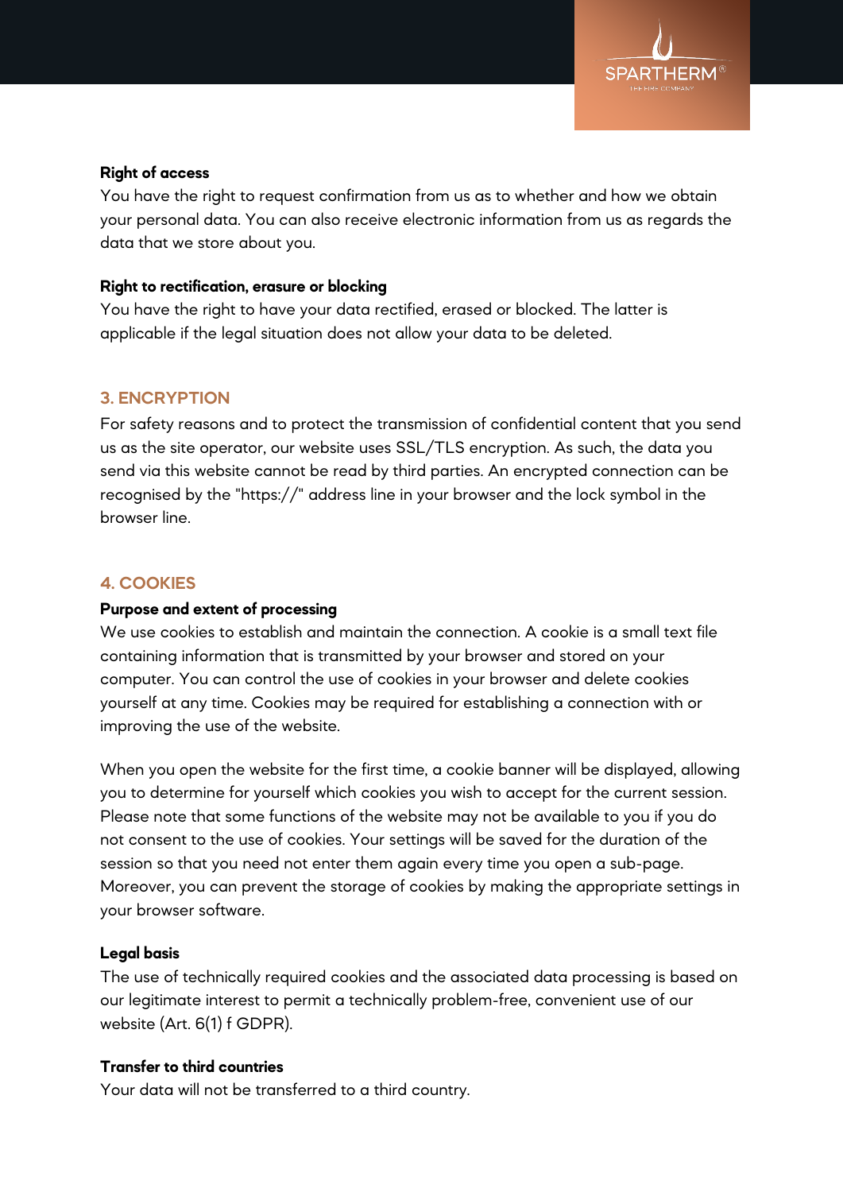**Right of access**

You have the right to request confirmation from us as to whether and how we obtain your personal data. You can also receive electronic information from us as regards the data that we store about you.

**Right to rectification, erasure or blocking**

You have the right to have your data rectified, erased or blocked. The latter is applicable if the legal situation does not allow your data to be deleted.

## 3. ENCRYPTION

For safety reasons and to protect the transmission of confidential content that you send us as the site operator, our website uses SSL/TLS encryption. As such, the data you send via this website cannot be read by third parties. An encrypted connection can be recognised by the "https://" address line in your browser and the lock symbol in the browser line.

## 4. COOKIES

**Purpose and extent of processing**

We use cookies to establish and maintain the connection. A cookie is a small text file containing information that is transmitted by your browser and stored on your computer. You can control the use of cookies in your browser and delete cookies yourself at any time. Cookies may be required for establishing a connection with or improving the use of the website.

When you open the website for the first time, a cookie banner will be displayed, allowing you to determine for yourself which cookies you wish to accept for the current session. Please note that some functions of the website may not be available to you if you do not consent to the use of cookies. Your settings will be saved for the duration of the session so that you need not enter them again every time you open a sub-page. Moreover, you can prevent the storage of cookies by making the appropriate settings in your browser software.

**Legal basis**

The use of technically required cookies and the associated data processing is based on our legitimate interest to permit a technically problem-free, convenient use of our website (Art. 6(1) f GDPR).

**Transfer to third countries**

Your data will not be transferred to a third country.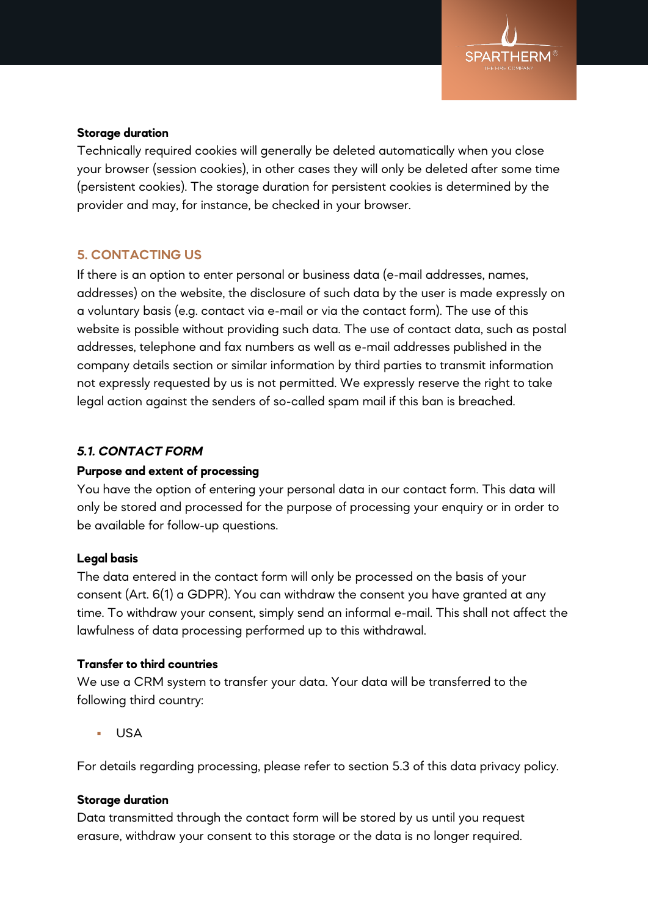**Storage duration**

Technically required cookies will generally be deleted automatically when you close your browser (session cookies), in other cases they will only be deleted after some time (persistent cookies). The storage duration for persistent cookies is determined by the provider and may, for instance, be checked in your browser.

## 5. CONTACTING US

If there is an option to enter personal or business data (e-mail addresses, names, addresses) on the website, the disclosure of such data by the user is made expressly on a voluntary basis (e.g. contact via e-mail or via the contact form). The use of this website is possible without providing such data. The use of contact data, such as postal addresses, telephone and fax numbers as well as e-mail addresses published in the company details section or similar information by third parties to transmit information not expressly requested by us is not permitted. We expressly reserve the right to take legal action against the senders of so-called spam mail if this ban is breached.

### *5.1. CONTACT FORM*

**Purpose and extent of processing**

You have the option of entering your personal data in our contact form. This data will only be stored and processed for the purpose of processing your enquiry or in order to be available for follow-up questions.

**Legal basis**

The data entered in the contact form will only be processed on the basis of your consent (Art. 6(1) a GDPR). You can withdraw the consent you have granted at any time. To withdraw your consent, simply send an informal e-mail. This shall not affect the lawfulness of data processing performed up to this withdrawal.

**Transfer to third countries**

We use a CRM system to transfer your data. Your data will be transferred to the following third country:

- USA

For details regarding processing, please refer to section 5.3 of this data privacy policy.

**Storage duration**

Data transmitted through the contact form will be stored by us until you request erasure, withdraw your consent to this storage or the data is no longer required.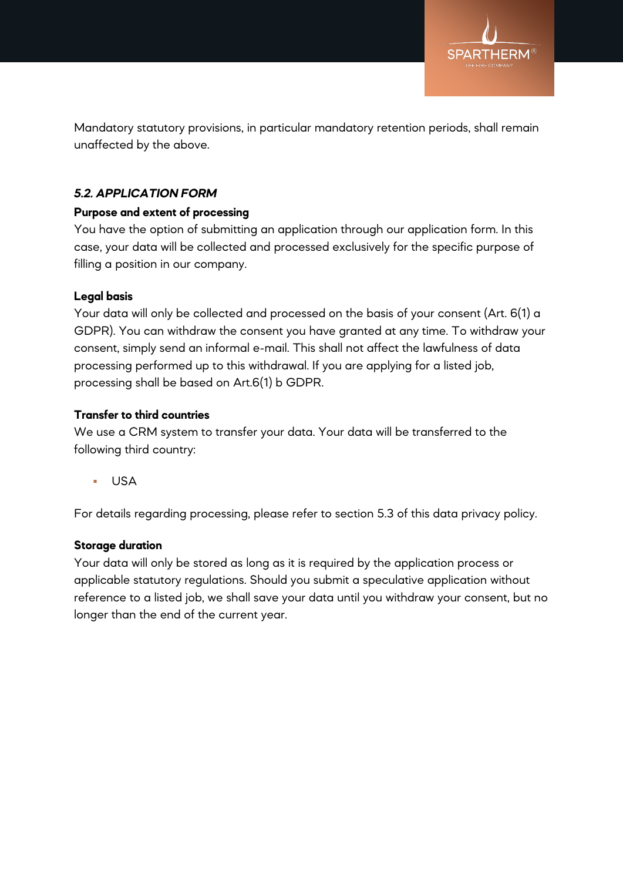Mandatory statutory provisions, in particular mandatory retention periods, shall remain unaffected by the above.

### *5.2. APPLICATION FORM*

**Purpose and extent of processing**

You have the option of submitting an application through our application form. In this case, your data will be collected and processed exclusively for the specific purpose of filling a position in our company.

**Legal basis**

Your data will only be collected and processed on the basis of your consent (Art. 6(1) a GDPR). You can withdraw the consent you have granted at any time. To withdraw your consent, simply send an informal e-mail. This shall not affect the lawfulness of data processing performed up to this withdrawal. If you are applying for a listed job, processing shall be based on Art.6(1) b GDPR.

**Transfer to third countries**

We use a CRM system to transfer your data. Your data will be transferred to the following third country:

- USA

For details regarding processing, please refer to section 5.3 of this data privacy policy.

**Storage duration**

Your data will only be stored as long as it is required by the application process or applicable statutory regulations. Should you submit a speculative application without reference to a listed job, we shall save your data until you withdraw your consent, but no longer than the end of the current year.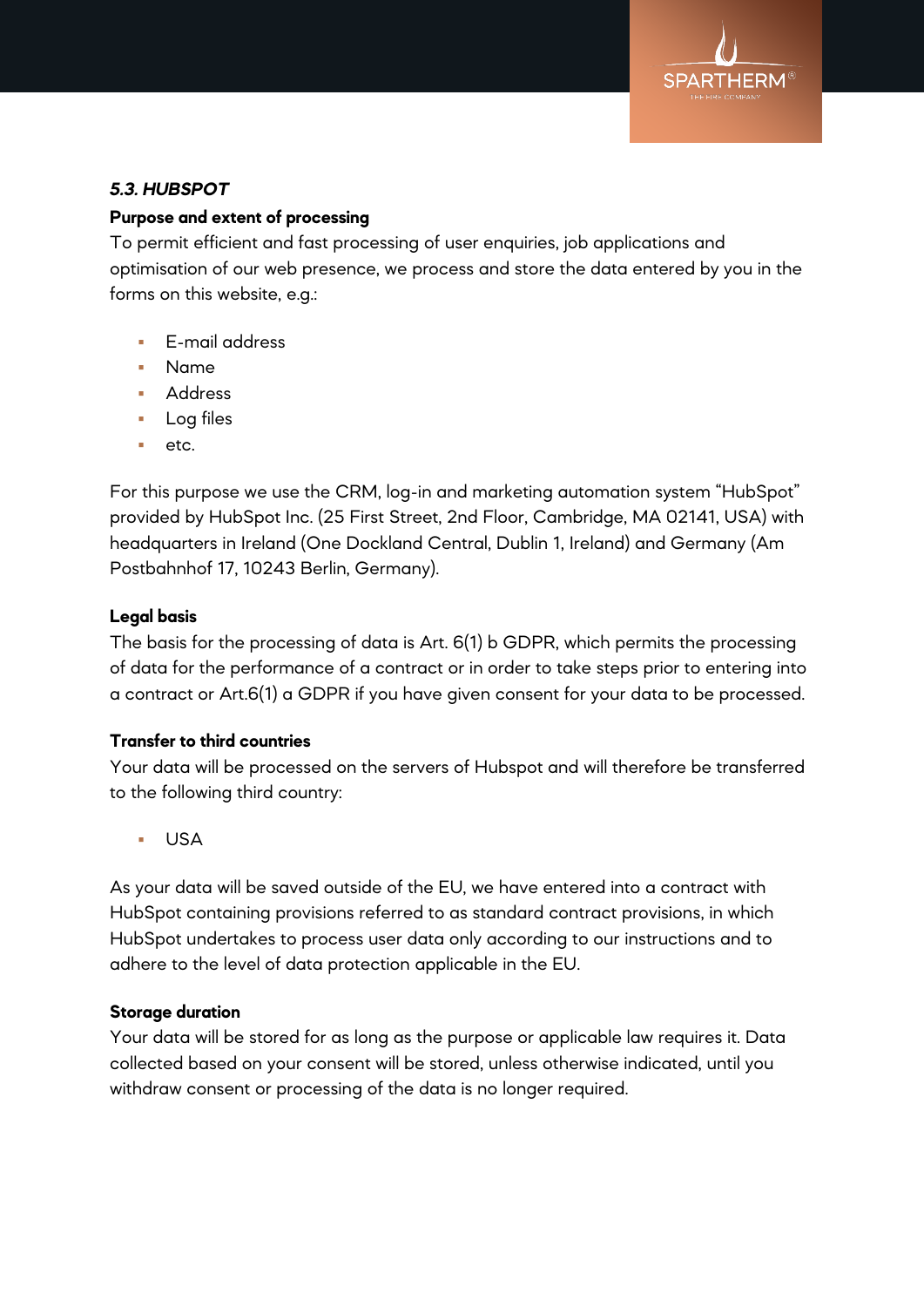### *5.3. HUBSPOT*

**Purpose and extent of processing**

To permit efficient and fast processing of user enquiries, job applications and optimisation of our web presence, we process and store the data entered by you in the forms on this website, e.g.:

- E-mail address
- Name
- Address
- Log files
- etc.

For this purpose we use the CRM, log-in and marketing automation system "HubSpot" provided by HubSpot Inc. (25 First Street, 2nd Floor, Cambridge, MA 02141, USA) with headquarters in Ireland (One Dockland Central, Dublin 1, Ireland) and Germany (Am Postbahnhof 17, 10243 Berlin, Germany).

**Legal basis**

The basis for the processing of data is Art. 6(1) b GDPR, which permits the processing of data for the performance of a contract or in order to take steps prior to entering into a contract or Art.6(1) a GDPR if you have given consent for your data to be processed.

**Transfer to third countries**

Your data will be processed on the servers of Hubspot and will therefore be transferred to the following third country:

- USA

As your data will be saved outside of the EU, we have entered into a contract with HubSpot containing provisions referred to as standard contract provisions, in which HubSpot undertakes to process user data only according to our instructions and to adhere to the level of data protection applicable in the EU.

**Storage duration**

Your data will be stored for as long as the purpose or applicable law requires it. Data collected based on your consent will be stored, unless otherwise indicated, until you withdraw consent or processing of the data is no longer required.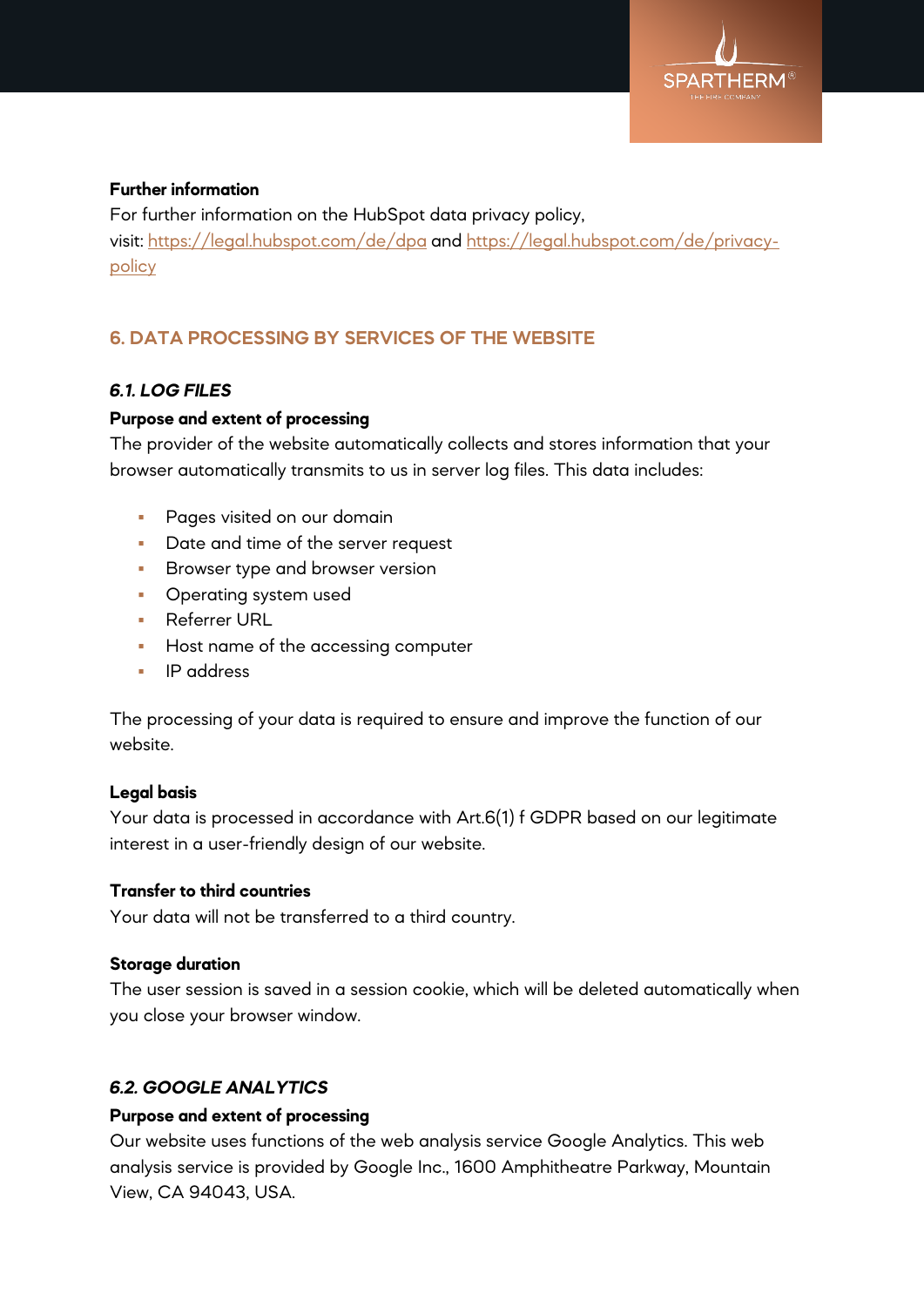**Further information**

For further information on the HubSpot data privacy policy, visit: [https://legal.hubspot.com/de/dpa](https://legal.hubspot.com/de/dpa) and [https://legal.hubspot.com/de/privacy-policy](https://legal.hubspot.com/de/privacy-policy)

## 6. DATA PROCESSING BY SERVICES OF THE WEBSITE

### *6.1. LOG FILES*

**Purpose and extent of processing**

The provider of the website automatically collects and stores information that your browser automatically transmits to us in server log files. This data includes:

- Pages visited on our domain
- Date and time of the server request
- Browser type and browser version
- Operating system used
- Referrer URL
- Host name of the accessing computer
- IP address

The processing of your data is required to ensure and improve the function of our website.

**Legal basis**

Your data is processed in accordance with Art.6(1) f GDPR based on our legitimate interest in a user-friendly design of our website.

**Transfer to third countries**

Your data will not be transferred to a third country.

**Storage duration**

The user session is saved in a session cookie, which will be deleted automatically when you close your browser window.

### *6.2. GOOGLE ANALYTICS*

**Purpose and extent of processing**

Our website uses functions of the web analysis service Google Analytics. This web analysis service is provided by Google Inc., 1600 Amphitheatre Parkway, Mountain View, CA 94043, USA.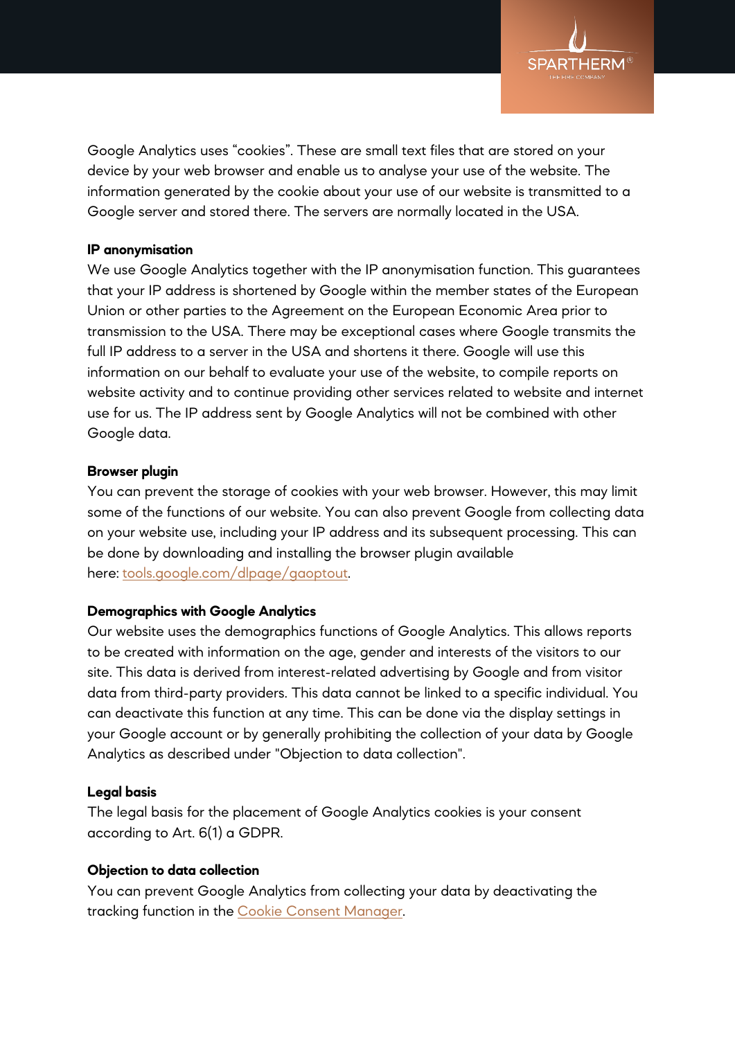Google Analytics uses “cookies”. These are small text files that are stored on your device by your web browser and enable us to analyse your use of the website. The information generated by the cookie about your use of our website is transmitted to a Google server and stored there. The servers are normally located in the USA.

**IP anonymisation**

We use Google Analytics together with the IP anonymisation function. This guarantees that your IP address is shortened by Google within the member states of the European Union or other parties to the Agreement on the European Economic Area prior to transmission to the USA. There may be exceptional cases where Google transmits the full IP address to a server in the USA and shortens it there. Google will use this information on our behalf to evaluate your use of the website, to compile reports on website activity and to continue providing other services related to website and internet use for us. The IP address sent by Google Analytics will not be combined with other Google data.

**Browser plugin**

You can prevent the storage of cookies with your web browser. However, this may limit some of the functions of our website. You can also prevent Google from collecting data on your website use, including your IP address and its subsequent processing. This can be done by downloading and installing the browser plugin available here: [tools.google.com/dlpage/gaoptout](tools.google.com/dlpage/gaoptout).

**Demographics with Google Analytics**

Our website uses the demographics functions of Google Analytics. This allows reports to be created with information on the age, gender and interests of the visitors to our site. This data is derived from interest-related advertising by Google and from visitor data from third-party providers. This data cannot be linked to a specific individual. You can deactivate this function at any time. This can be done via the display settings in your Google account or by generally prohibiting the collection of your data by Google Analytics as described under "Objection to data collection".

**Legal basis**

The legal basis for the placement of Google Analytics cookies is your consent according to Art. 6(1) a GDPR.

**Objection to data collection**

You can prevent Google Analytics from collecting your data by deactivating the tracking function in the Cookie Consent Manager.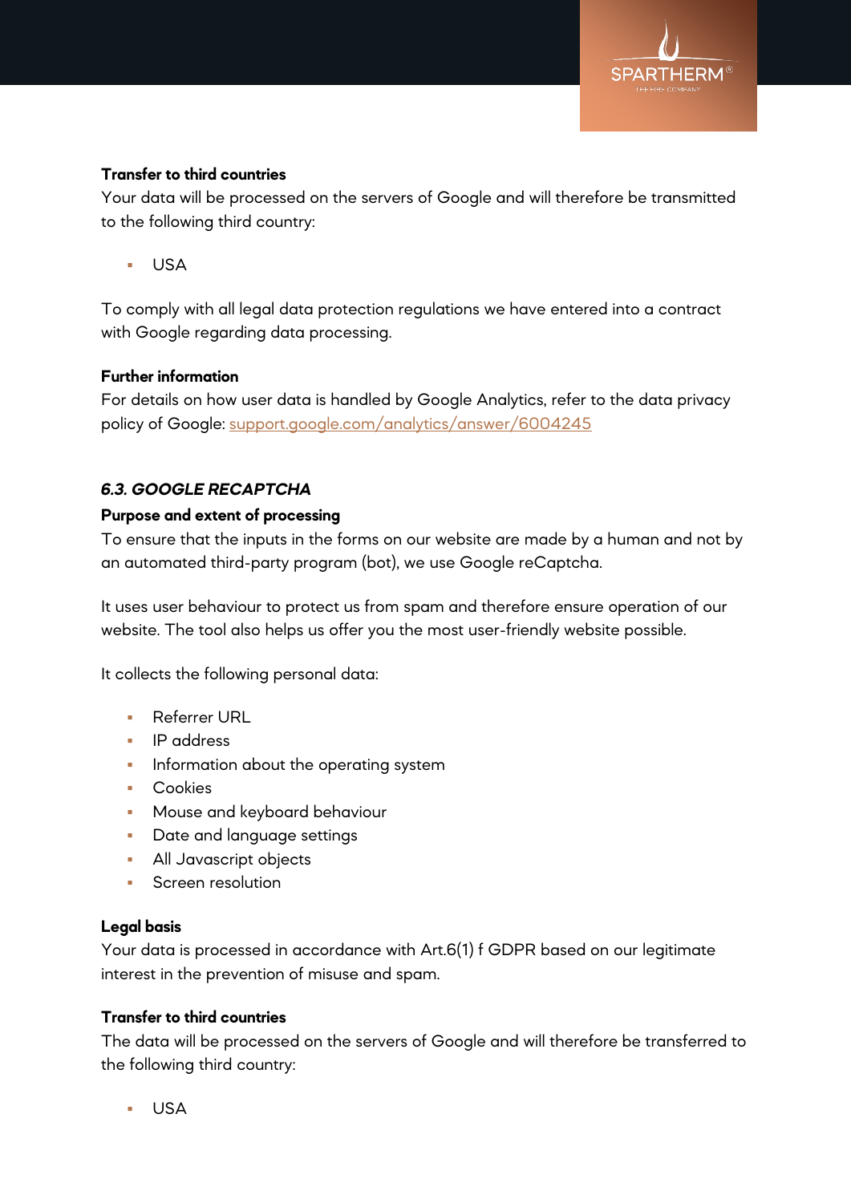**Transfer to third countries**

Your data will be processed on the servers of Google and will therefore be transmitted to the following third country:

- USA

To comply with all legal data protection regulations we have entered into a contract with Google regarding data processing.

**Further information**

For details on how user data is handled by Google Analytics, refer to the data privacy policy of Google: support.google.com/analytics/answer/6004245

### *6.3. GOOGLE RECAPTCHA*

**Purpose and extent of processing**

To ensure that the inputs in the forms on our website are made by a human and not by an automated third-party program (bot), we use Google reCaptcha.

It uses user behaviour to protect us from spam and therefore ensure operation of our website. The tool also helps us offer you the most user-friendly website possible.

It collects the following personal data:

- Referrer URL
- IP address
- Information about the operating system
- Cookies
- Mouse and keyboard behaviour
- Date and language settings
- All Javascript objects
- Screen resolution

**Legal basis**

Your data is processed in accordance with Art.6(1) f GDPR based on our legitimate interest in the prevention of misuse and spam.

**Transfer to third countries**

The data will be processed on the servers of Google and will therefore be transferred to the following third country:

- USA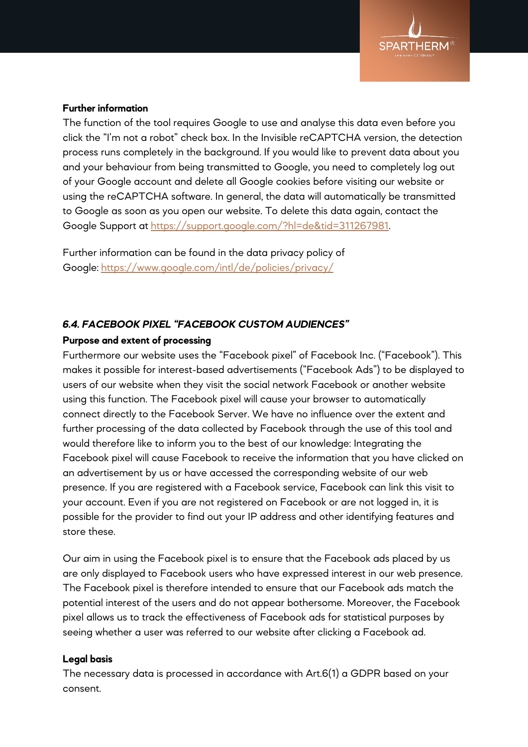**Further information**

The function of the tool requires Google to use and analyse this data even before you click the "I'm not a robot" check box. In the Invisible reCAPTCHA version, the detection process runs completely in the background. If you would like to prevent data about you and your behaviour from being transmitted to Google, you need to completely log out of your Google account and delete all Google cookies before visiting our website or using the reCAPTCHA software. In general, the data will automatically be transmitted to Google as soon as you open our website. To delete this data again, contact the Google Support at [https://support.google.com/?hl=de&tid=311267981](https://support.google.com/?hl=de&tid=311267981).

Further information can be found in the data privacy policy of Google: [https://www.google.com/intl/de/policies/privacy/](https://www.google.com/intl/de/policies/privacy/)

### *6.4. FACEBOOK PIXEL "FACEBOOK CUSTOM AUDIENCES"*

**Purpose and extent of processing**

Furthermore our website uses the "Facebook pixel" of Facebook Inc. ("Facebook"). This makes it possible for interest-based advertisements ("Facebook Ads") to be displayed to users of our website when they visit the social network Facebook or another website using this function. The Facebook pixel will cause your browser to automatically connect directly to the Facebook Server. We have no influence over the extent and further processing of the data collected by Facebook through the use of this tool and would therefore like to inform you to the best of our knowledge: Integrating the Facebook pixel will cause Facebook to receive the information that you have clicked on an advertisement by us or have accessed the corresponding website of our web presence. If you are registered with a Facebook service, Facebook can link this visit to your account. Even if you are not registered on Facebook or are not logged in, it is possible for the provider to find out your IP address and other identifying features and store these.

Our aim in using the Facebook pixel is to ensure that the Facebook ads placed by us are only displayed to Facebook users who have expressed interest in our web presence. The Facebook pixel is therefore intended to ensure that our Facebook ads match the potential interest of the users and do not appear bothersome. Moreover, the Facebook pixel allows us to track the effectiveness of Facebook ads for statistical purposes by seeing whether a user was referred to our website after clicking a Facebook ad.

**Legal basis**

The necessary data is processed in accordance with Art.6(1) a GDPR based on your consent.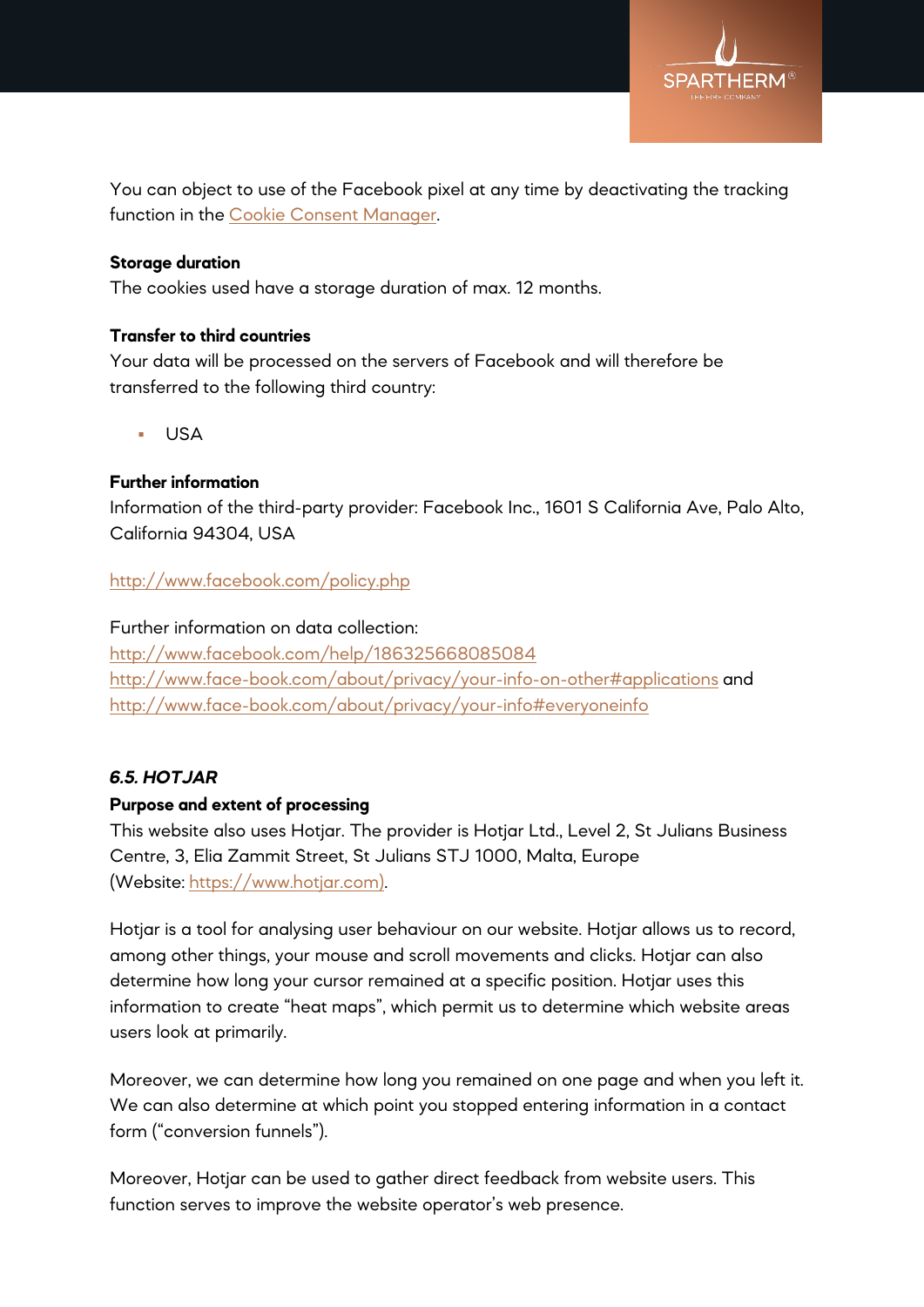You can object to use of the Facebook pixel at any time by deactivating the tracking function in the Cookie Consent Manager.

**Storage duration**
The cookies used have a storage duration of max. 12 months.

**Transfer to third countries**
Your data will be processed on the servers of Facebook and will therefore be transferred to the following third country:

- USA

**Further information**
Information of the third-party provider: Facebook Inc., 1601 S California Ave, Palo Alto, California 94304, USA

http://www.facebook.com/policy.php

Further information on data collection:
http://www.facebook.com/help/186325668085084
http://www.face-book.com/about/privacy/your-info-on-other#applications and
http://www.face-book.com/about/privacy/your-info#everyoneinfo

### *6.5. HOTJAR*

**Purpose and extent of processing**
This website also uses Hotjar. The provider is Hotjar Ltd., Level 2, St Julians Business Centre, 3, Elia Zammit Street, St Julians STJ 1000, Malta, Europe (Website: https://www.hotjar.com).

Hotjar is a tool for analysing user behaviour on our website. Hotjar allows us to record, among other things, your mouse and scroll movements and clicks. Hotjar can also determine how long your cursor remained at a specific position. Hotjar uses this information to create "heat maps", which permit us to determine which website areas users look at primarily.

Moreover, we can determine how long you remained on one page and when you left it. We can also determine at which point you stopped entering information in a contact form ("conversion funnels").

Moreover, Hotjar can be used to gather direct feedback from website users. This function serves to improve the website operator's web presence.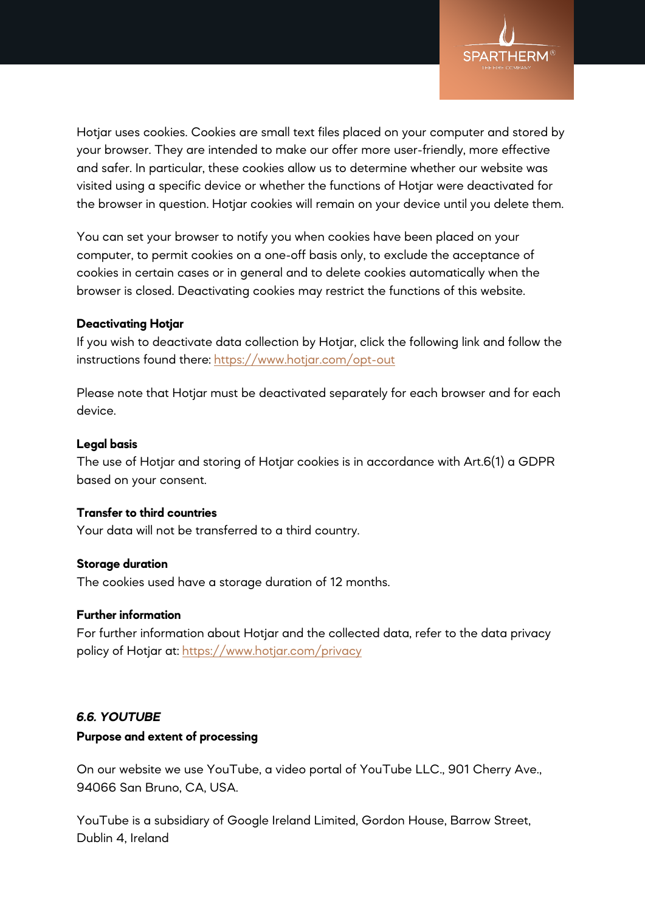Hotjar uses cookies. Cookies are small text files placed on your computer and stored by your browser. They are intended to make our offer more user-friendly, more effective and safer. In particular, these cookies allow us to determine whether our website was visited using a specific device or whether the functions of Hotjar were deactivated for the browser in question. Hotjar cookies will remain on your device until you delete them.

You can set your browser to notify you when cookies have been placed on your computer, to permit cookies on a one-off basis only, to exclude the acceptance of cookies in certain cases or in general and to delete cookies automatically when the browser is closed. Deactivating cookies may restrict the functions of this website.

**Deactivating Hotjar**
If you wish to deactivate data collection by Hotjar, click the following link and follow the instructions found there: https://www.hotjar.com/opt-out

Please note that Hotjar must be deactivated separately for each browser and for each device.

**Legal basis**
The use of Hotjar and storing of Hotjar cookies is in accordance with Art.6(1) a GDPR based on your consent.

**Transfer to third countries**
Your data will not be transferred to a third country.

**Storage duration**
The cookies used have a storage duration of 12 months.

**Further information**
For further information about Hotjar and the collected data, refer to the data privacy policy of Hotjar at: https://www.hotjar.com/privacy

### *6.6. YOUTUBE*

**Purpose and extent of processing**

On our website we use YouTube, a video portal of YouTube LLC., 901 Cherry Ave., 94066 San Bruno, CA, USA.

YouTube is a subsidiary of Google Ireland Limited, Gordon House, Barrow Street, Dublin 4, Ireland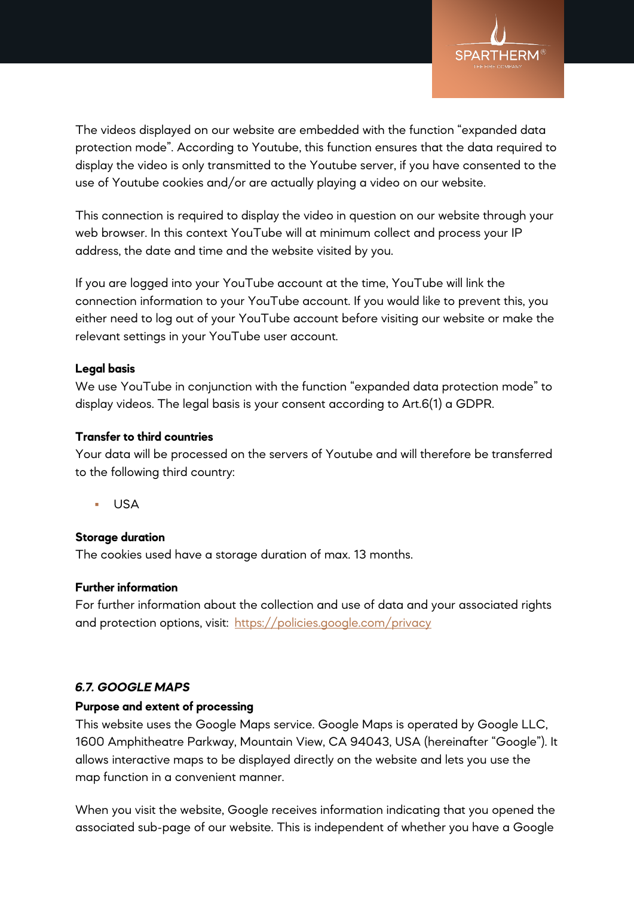The videos displayed on our website are embedded with the function "expanded data protection mode". According to Youtube, this function ensures that the data required to display the video is only transmitted to the Youtube server, if you have consented to the use of Youtube cookies and/or are actually playing a video on our website.

This connection is required to display the video in question on our website through your web browser. In this context YouTube will at minimum collect and process your IP address, the date and time and the website visited by you.

If you are logged into your YouTube account at the time, YouTube will link the connection information to your YouTube account. If you would like to prevent this, you either need to log out of your YouTube account before visiting our website or make the relevant settings in your YouTube user account.

**Legal basis**
We use YouTube in conjunction with the function "expanded data protection mode" to display videos. The legal basis is your consent according to Art.6(1) a GDPR.

**Transfer to third countries**
Your data will be processed on the servers of Youtube and will therefore be transferred to the following third country:

- USA

**Storage duration**
The cookies used have a storage duration of max. 13 months.

**Further information**
For further information about the collection and use of data and your associated rights and protection options, visit: https://policies.google.com/privacy

### *6.7. GOOGLE MAPS*

**Purpose and extent of processing**
This website uses the Google Maps service. Google Maps is operated by Google LLC, 1600 Amphitheatre Parkway, Mountain View, CA 94043, USA (hereinafter "Google"). It allows interactive maps to be displayed directly on the website and lets you use the map function in a convenient manner.

When you visit the website, Google receives information indicating that you opened the associated sub-page of our website. This is independent of whether you have a Google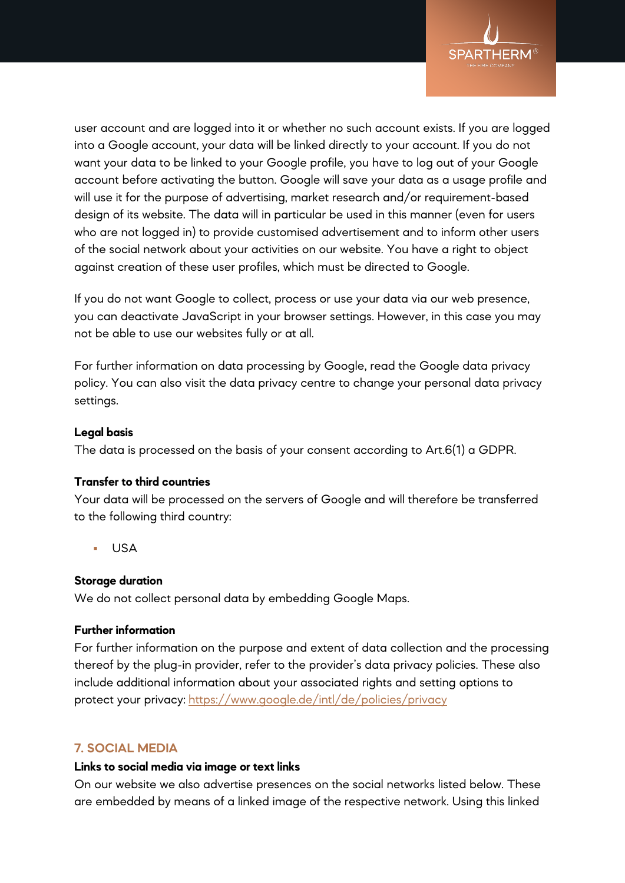user account and are logged into it or whether no such account exists. If you are logged into a Google account, your data will be linked directly to your account. If you do not want your data to be linked to your Google profile, you have to log out of your Google account before activating the button. Google will save your data as a usage profile and will use it for the purpose of advertising, market research and/or requirement-based design of its website. The data will in particular be used in this manner (even for users who are not logged in) to provide customised advertisement and to inform other users of the social network about your activities on our website. You have a right to object against creation of these user profiles, which must be directed to Google.

If you do not want Google to collect, process or use your data via our web presence, you can deactivate JavaScript in your browser settings. However, in this case you may not be able to use our websites fully or at all.

For further information on data processing by Google, read the Google data privacy policy. You can also visit the data privacy centre to change your personal data privacy settings.

**Legal basis**
The data is processed on the basis of your consent according to Art.6(1) a GDPR.

**Transfer to third countries**
Your data will be processed on the servers of Google and will therefore be transferred to the following third country:

- USA

**Storage duration**
We do not collect personal data by embedding Google Maps.

**Further information**
For further information on the purpose and extent of data collection and the processing thereof by the plug-in provider, refer to the provider's data privacy policies. These also include additional information about your associated rights and setting options to protect your privacy: [https://www.google.de/intl/de/policies/privacy](https://www.google.de/intl/de/policies/privacy)

## 7. SOCIAL MEDIA

**Links to social media via image or text links**
On our website we also advertise presences on the social networks listed below. These are embedded by means of a linked image of the respective network. Using this linked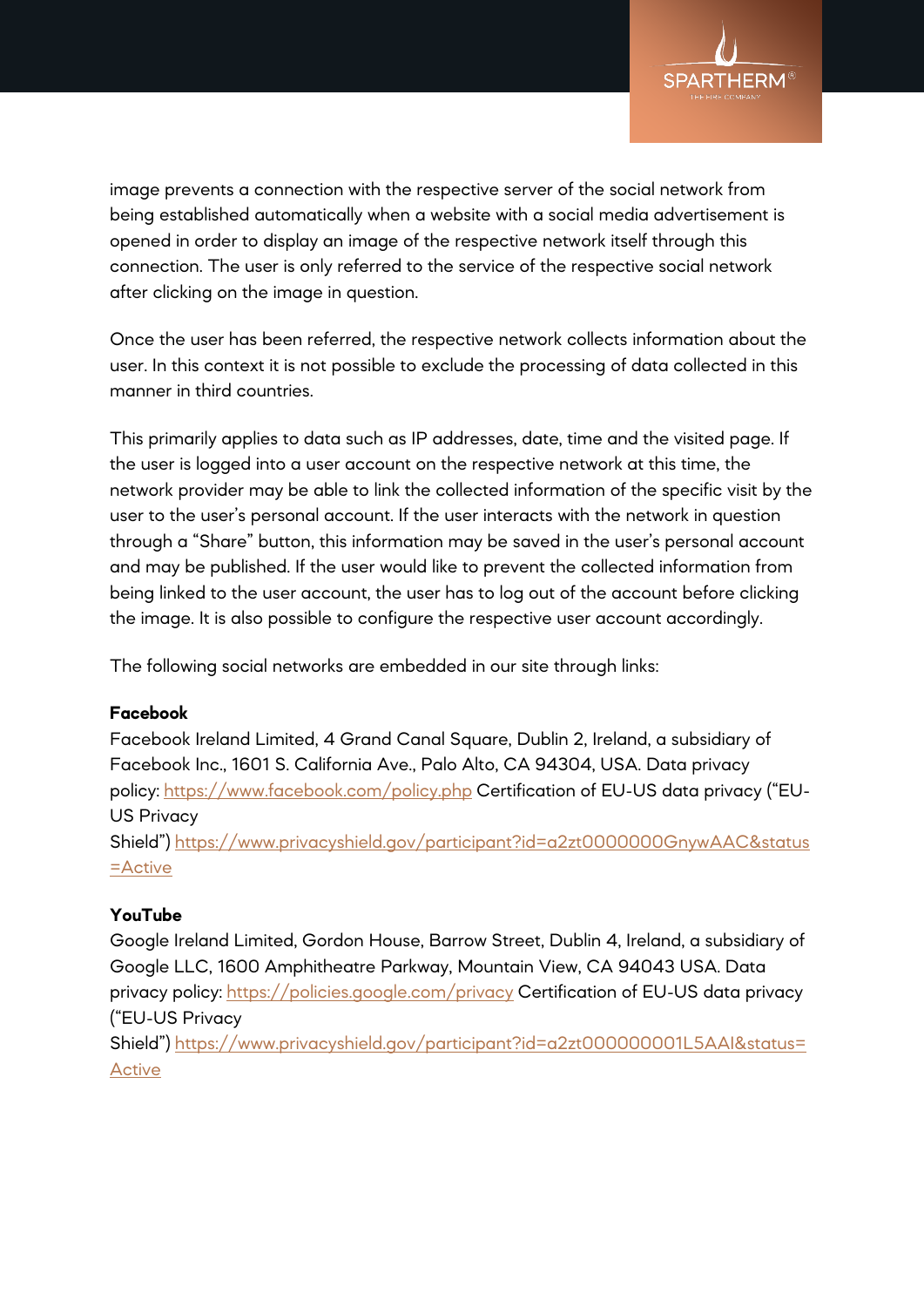image prevents a connection with the respective server of the social network from being established automatically when a website with a social media advertisement is opened in order to display an image of the respective network itself through this connection. The user is only referred to the service of the respective social network after clicking on the image in question.

Once the user has been referred, the respective network collects information about the user. In this context it is not possible to exclude the processing of data collected in this manner in third countries.

This primarily applies to data such as IP addresses, date, time and the visited page. If the user is logged into a user account on the respective network at this time, the network provider may be able to link the collected information of the specific visit by the user to the user's personal account. If the user interacts with the network in question through a "Share" button, this information may be saved in the user's personal account and may be published. If the user would like to prevent the collected information from being linked to the user account, the user has to log out of the account before clicking the image. It is also possible to configure the respective user account accordingly.

The following social networks are embedded in our site through links:

**Facebook**
Facebook Ireland Limited, 4 Grand Canal Square, Dublin 2, Ireland, a subsidiary of Facebook Inc., 1601 S. California Ave., Palo Alto, CA 94304, USA. Data privacy policy: https://www.facebook.com/policy.php Certification of EU-US data privacy ("EU-US Privacy Shield") https://www.privacyshield.gov/participant?id=a2zt0000000GnywAAC&status=Active

**YouTube**
Google Ireland Limited, Gordon House, Barrow Street, Dublin 4, Ireland, a subsidiary of Google LLC, 1600 Amphitheatre Parkway, Mountain View, CA 94043 USA. Data privacy policy: https://policies.google.com/privacy Certification of EU-US data privacy ("EU-US Privacy Shield") https://www.privacyshield.gov/participant?id=a2zt000000001L5AAI&status=Active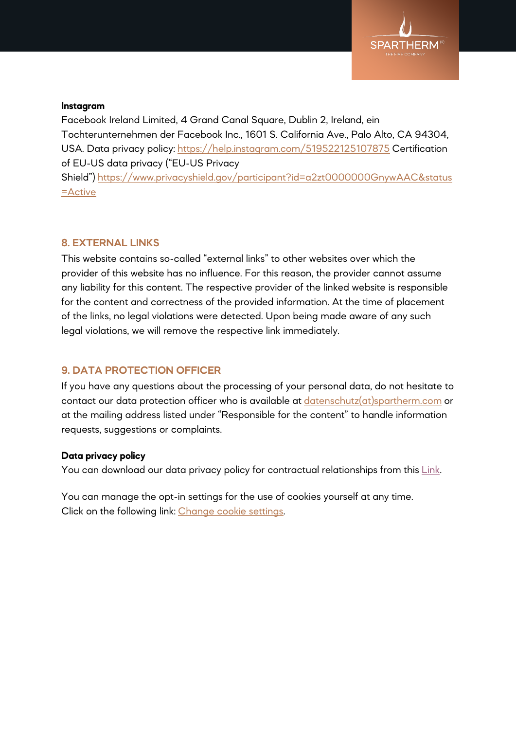**Instagram**
Facebook Ireland Limited, 4 Grand Canal Square, Dublin 2, Ireland, ein Tochterunternehmen der Facebook Inc., 1601 S. California Ave., Palo Alto, CA 94304, USA. Data privacy policy: https://help.instagram.com/519522125107875 Certification of EU-US data privacy ("EU-US Privacy Shield") https://www.privacyshield.gov/participant?id=a2zt0000000GnywAAC&status=Active

## 8. EXTERNAL LINKS

This website contains so-called "external links" to other websites over which the provider of this website has no influence. For this reason, the provider cannot assume any liability for this content. The respective provider of the linked website is responsible for the content and correctness of the provided information. At the time of placement of the links, no legal violations were detected. Upon being made aware of any such legal violations, we will remove the respective link immediately.

## 9. DATA PROTECTION OFFICER

If you have any questions about the processing of your personal data, do not hesitate to contact our data protection officer who is available at datenschutz(at)spartherm.com or at the mailing address listed under "Responsible for the content" to handle information requests, suggestions or complaints.

**Data privacy policy**
You can download our data privacy policy for contractual relationships from this Link.

You can manage the opt-in settings for the use of cookies yourself at any time.
Click on the following link: Change cookie settings.